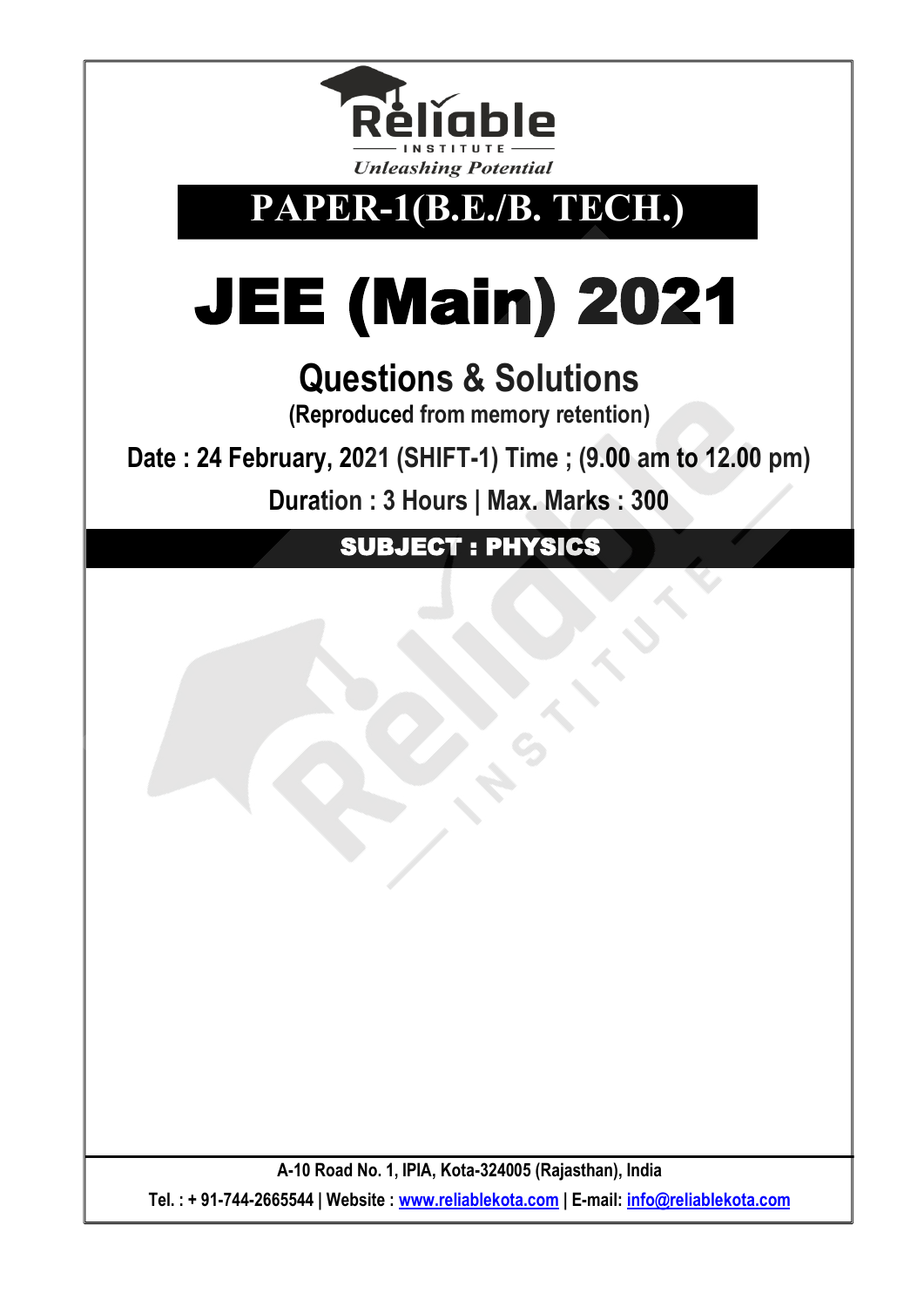Reliable INSTITUTE
*Unleashing Potential*

# PAPER-1(B.E./B. TECH.)

# JEE (Main) 2021

## Questions & Solutions

**(Reproduced from memory retention)**

**Date : 24 February, 2021 (SHIFT-1) Time ; (9.00 am to 12.00 pm)**

**Duration : 3 Hours | Max. Marks : 300**

## SUBJECT : PHYSICS

A-10 Road No. 1, IPIA, Kota-324005 (Rajasthan), India

Tel. : + 91-744-2665544 | Website : www.reliablekota.com | E-mail: info@reliablekota.com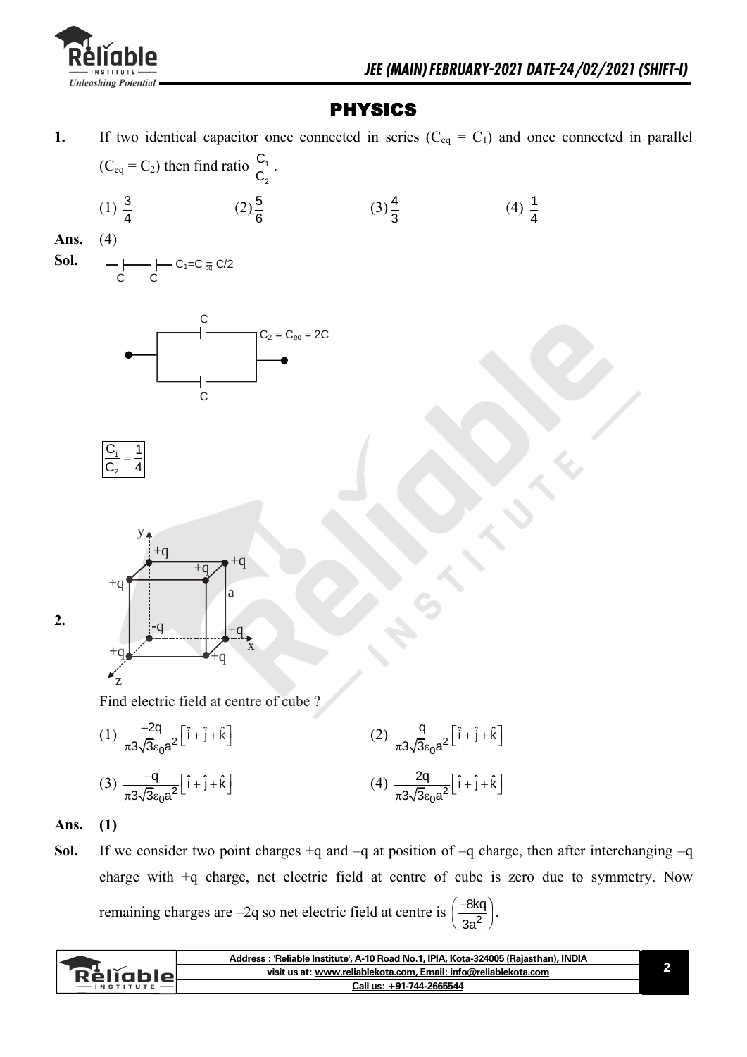# PHYSICS

**1.** If two identical capacitor once connected in series ($C_{eq} = C_1$) and once connected in parallel ($C_{eq} = C_2$) then find ratio $\frac{C_1}{C_2}$.

(1) $\frac{3}{4}$ (2) $\frac{5}{6}$ (3) $\frac{4}{3}$ (4) $\frac{1}{4}$

**Ans.** (4)

**Sol.** C C $C_1 = C_{eq} = C/2$

C C $C_2 = C_{eq} = 2C$

$$\frac{C_1}{C_2} = \frac{1}{4}$$

**2.** y, x, z axes; cube of side a with charges +q, +q, +q, +q, –q, +q, +q, +q at the corners.

Find electric field at centre of cube ?

(1) $\frac{-2q}{\pi 3\sqrt{3}\varepsilon_0 a^2}\left[\hat{i}+\hat{j}+\hat{k}\right]$ (2) $\frac{q}{\pi 3\sqrt{3}\varepsilon_0 a^2}\left[\hat{i}+\hat{j}+\hat{k}\right]$

(3) $\frac{-q}{\pi 3\sqrt{3}\varepsilon_0 a^2}\left[\hat{i}+\hat{j}+\hat{k}\right]$ (4) $\frac{2q}{\pi 3\sqrt{3}\varepsilon_0 a^2}\left[\hat{i}+\hat{j}+\hat{k}\right]$

**Ans.** **(1)**

**Sol.** If we consider two point charges +q and –q at position of –q charge, then after interchanging –q charge with +q charge, net electric field at centre of cube is zero due to symmetry. Now remaining charges are –2q so net electric field at centre is $\left(\frac{-8kq}{3a^2}\right)$.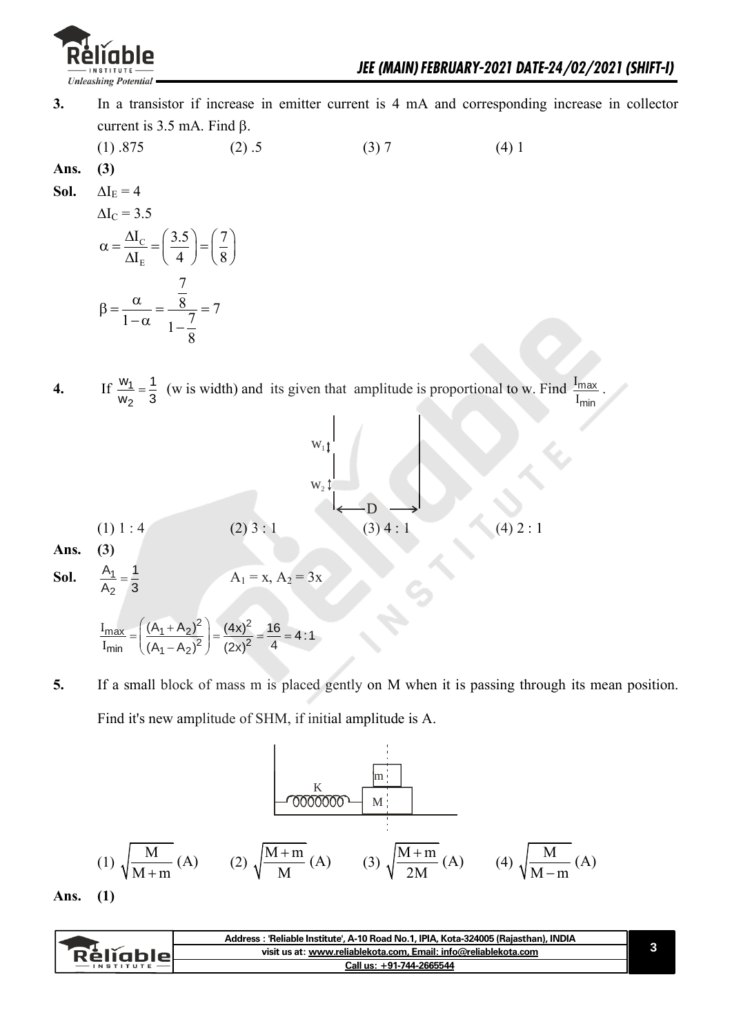**3.** In a transistor if increase in emitter current is 4 mA and corresponding increase in collector current is 3.5 mA. Find β.

(1) .875 (2) .5 (3) 7 (4) 1

**Ans. (3)**

**Sol.** $\Delta I_E = 4$

$\Delta I_C = 3.5$

$$\alpha = \frac{\Delta I_C}{\Delta I_E} = \left(\frac{3.5}{4}\right) = \left(\frac{7}{8}\right)$$

$$\beta = \frac{\alpha}{1-\alpha} = \frac{\frac{7}{8}}{1-\frac{7}{8}} = 7$$

**4.** If $\frac{w_1}{w_2} = \frac{1}{3}$ (w is width) and its given that amplitude is proportional to w. Find $\frac{I_{max}}{I_{min}}$.

(1) 1 : 4 (2) 3 : 1 (3) 4 : 1 (4) 2 : 1

**Ans. (3)**

**Sol.** $\frac{A_1}{A_2} = \frac{1}{3}$ $A_1 = x$, $A_2 = 3x$

$$\frac{I_{max}}{I_{min}} = \left(\frac{(A_1 + A_2)^2}{(A_1 - A_2)^2}\right) = \frac{(4x)^2}{(2x)^2} = \frac{16}{4} = 4:1$$

**5.** If a small block of mass m is placed gently on M when it is passing through its mean position. Find it's new amplitude of SHM, if initial amplitude is A.

(1) $\sqrt{\frac{M}{M+m}}(A)$ (2) $\sqrt{\frac{M+m}{M}}(A)$ (3) $\sqrt{\frac{M+m}{2M}}(A)$ (4) $\sqrt{\frac{M}{M-m}}(A)$

**Ans. (1)**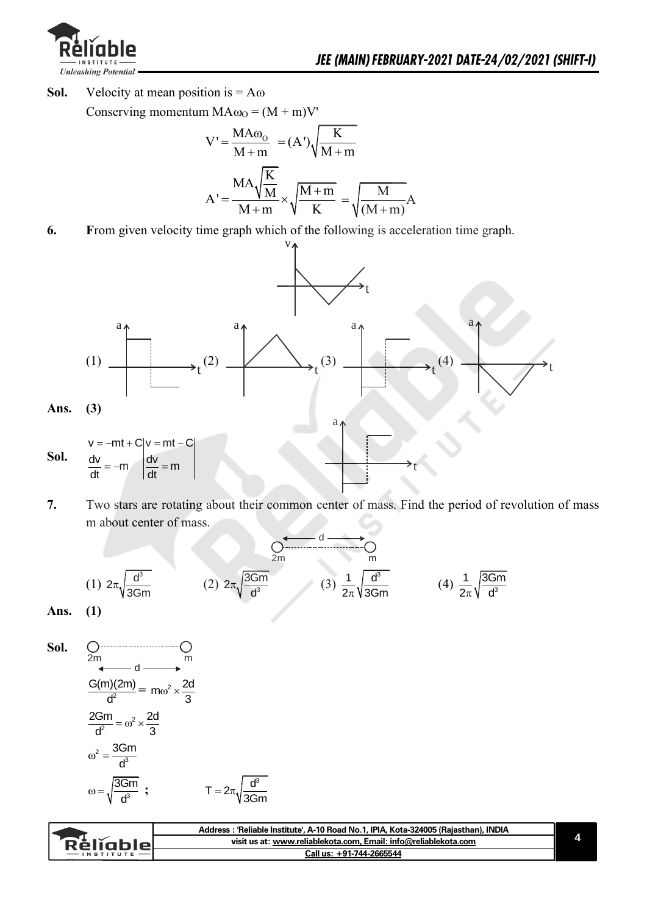**Sol.** Velocity at mean position is = $A\omega$

Conserving momentum $MA\omega_O = (M + m)V'$

$$V' = \frac{MA\omega_O}{M+m} = (A')\sqrt{\frac{K}{M+m}}$$

$$A' = \frac{MA\sqrt{\frac{K}{M}}}{M+m} \times \sqrt{\frac{M+m}{K}} = \sqrt{\frac{M}{(M+m)}}A$$

**6.** **F**rom given velocity time graph which of the following is acceleration time graph.

(1) (2) (3) (4)

**Ans.** **(3)**

**Sol.**

$$v = -mt + C \quad \Big| \quad v = mt - C$$

$$\frac{dv}{dt} = -m \quad \Big| \quad \frac{dv}{dt} = m$$

**7.** Two stars are rotating about their common center of mass. Find the period of revolution of mass m about center of mass.

(1) $2\pi\sqrt{\frac{d^3}{3Gm}}$ (2) $2\pi\sqrt{\frac{3Gm}{d^3}}$ (3) $\frac{1}{2\pi}\sqrt{\frac{d^3}{3Gm}}$ (4) $\frac{1}{2\pi}\sqrt{\frac{3Gm}{d^3}}$

**Ans.** **(1)**

**Sol.**

$$\frac{G(m)(2m)}{d^2} = m\omega^2 \times \frac{2d}{3}$$

$$\frac{2Gm}{d^2} = \omega^2 \times \frac{2d}{3}$$

$$\omega^2 = \frac{3Gm}{d^3}$$

$$\omega = \sqrt{\frac{3Gm}{d^3}} \text{ ;} \qquad T = 2\pi\sqrt{\frac{d^3}{3Gm}}$$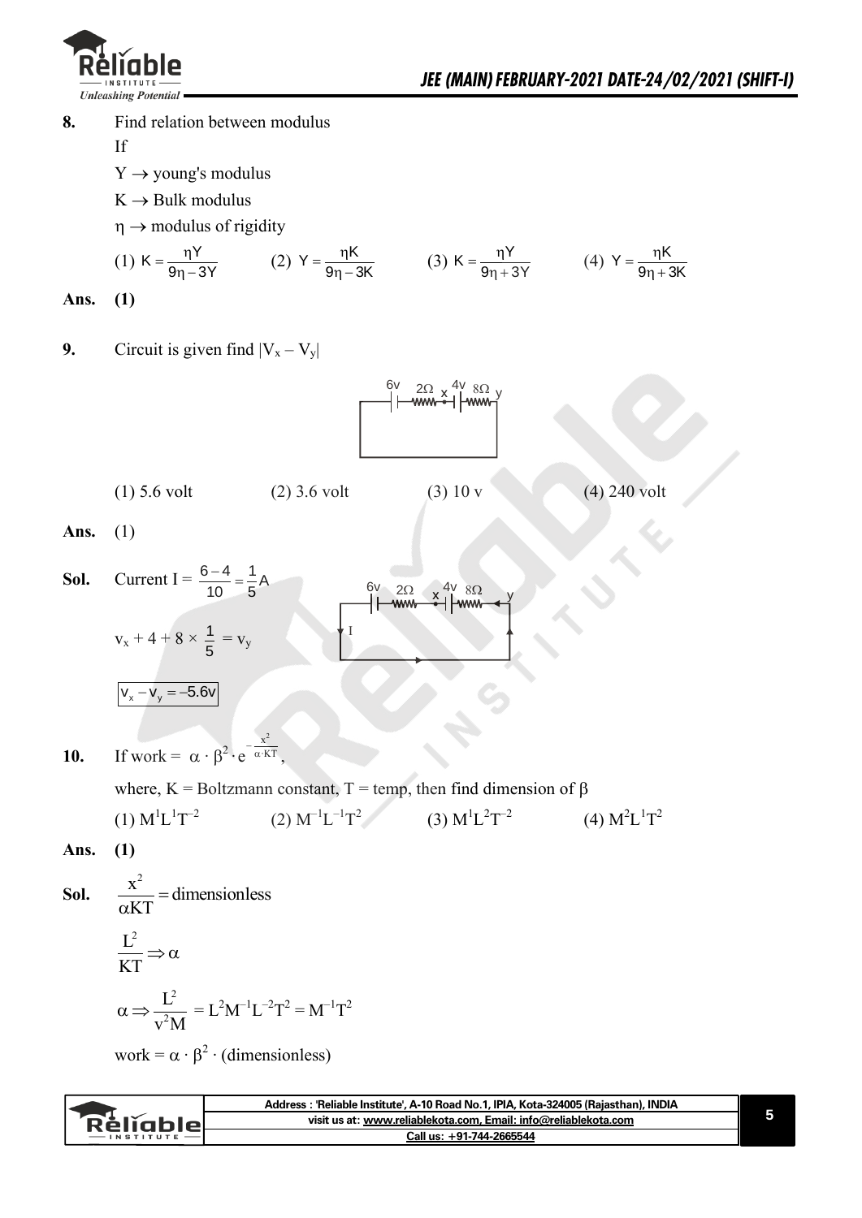**8.** Find relation between modulus

If

$Y \rightarrow$ young's modulus

$K \rightarrow$ Bulk modulus

$\eta \rightarrow$ modulus of rigidity

(1) $K = \frac{\eta Y}{9\eta - 3Y}$ (2) $Y = \frac{\eta K}{9\eta - 3K}$ (3) $K = \frac{\eta Y}{9\eta + 3Y}$ (4) $Y = \frac{\eta K}{9\eta + 3K}$

**Ans.** **(1)**

**9.** Circuit is given find $|V_x - V_y|$

6v 2Ω x 4v 8Ω y

(1) 5.6 volt (2) 3.6 volt (3) 10 v (4) 240 volt

**Ans.** (1)

**Sol.** Current $I = \frac{6-4}{10} = \frac{1}{5} A$

$v_x + 4 + 8 \times \frac{1}{5} = v_y$

$V_x - V_y = -5.6v$

**10.** If work $= \alpha \cdot \beta^2 \cdot e^{-\frac{x^2}{\alpha \cdot KT}}$,

where, K = Boltzmann constant, T = temp, then find dimension of $\beta$

(1) $M^1L^1T^{-2}$ (2) $M^{-1}L^{-1}T^2$ (3) $M^1L^2T^{-2}$ (4) $M^2L^1T^2$

**Ans.** **(1)**

**Sol.** $\frac{x^2}{\alpha KT} = \text{dimensionless}$

$\frac{L^2}{KT} \Rightarrow \alpha$

$\alpha \Rightarrow \frac{L^2}{v^2 M} = L^2M^{-1}L^{-2}T^2 = M^{-1}T^2$

work $= \alpha \cdot \beta^2 \cdot$ (dimensionless)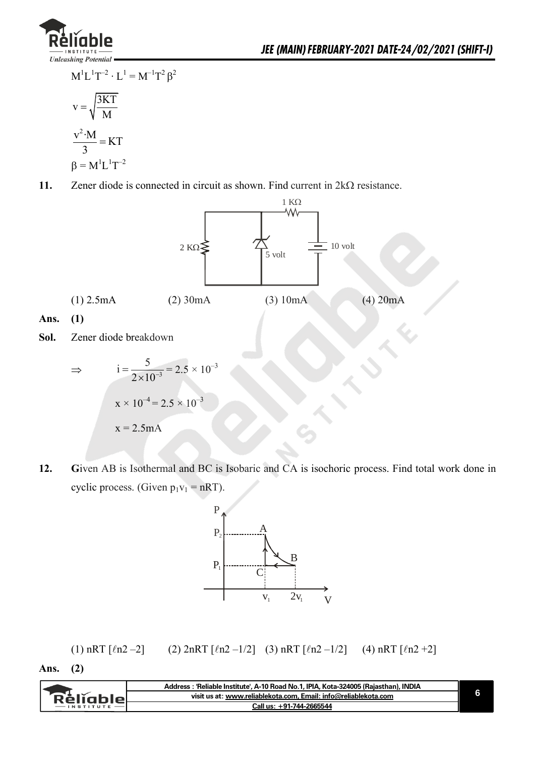$$M^1L^1T^{-2} \cdot L^1 = M^{-1}T^2\beta^2$$

$$v = \sqrt{\frac{3KT}{M}}$$

$$\frac{v^2 \cdot M}{3} = KT$$

$$\beta = M^1L^1T^{-2}$$

**11.** Zener diode is connected in circuit as shown. Find current in $2k\Omega$ resistance.

(1) 2.5mA (2) 30mA (3) 10mA (4) 20mA

**Ans. (1)**

**Sol.** Zener diode breakdown

$$\Rightarrow \quad i = \frac{5}{2 \times 10^{-3}} = 2.5 \times 10^{-3}$$

$$x \times 10^{-4} = 2.5 \times 10^{-3}$$

$$x = 2.5\text{mA}$$

**12.** Given AB is Isothermal and BC is Isobaric and CA is isochoric process. Find total work done in cyclic process. (Given $p_1v_1 = nRT$).

(1) nRT [$\ell$n2 –2] (2) 2nRT [$\ell$n2 –1/2] (3) nRT [$\ell$n2 –1/2] (4) nRT [$\ell$n2 +2]

**Ans. (2)**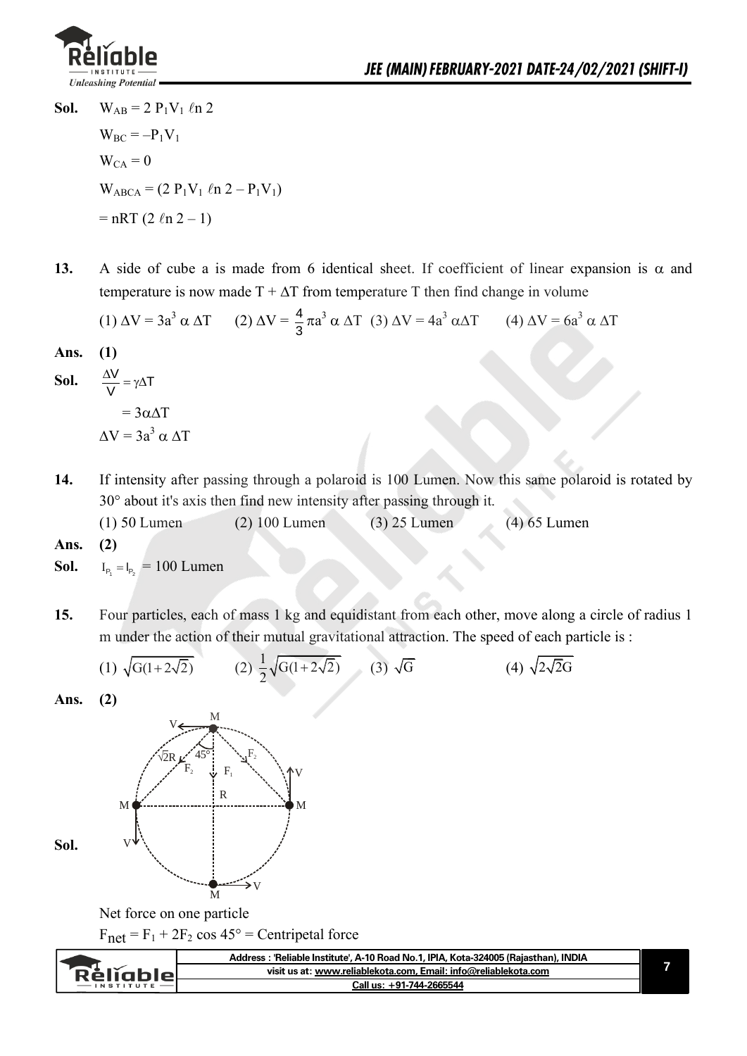**Sol.** $W_{AB} = 2\,P_1V_1\,\ell n\,2$

$W_{BC} = -P_1V_1$

$W_{CA} = 0$

$W_{ABCA} = (2\,P_1V_1\,\ell n\,2 - P_1V_1)$

$= nRT\,(2\,\ell n\,2 - 1)$

**13.** A side of cube a is made from 6 identical sheet. If coefficient of linear expansion is $\alpha$ and temperature is now made $T + \Delta T$ from temperature T then find change in volume

(1) $\Delta V = 3a^3\,\alpha\,\Delta T$ (2) $\Delta V = \frac{4}{3}\pi a^3\,\alpha\,\Delta T$ (3) $\Delta V = 4a^3\,\alpha\Delta T$ (4) $\Delta V = 6a^3\,\alpha\,\Delta T$

**Ans.** **(1)**

**Sol.** $\frac{\Delta V}{V} = \gamma\Delta T$

$= 3\alpha\Delta T$

$\Delta V = 3a^3\,\alpha\,\Delta T$

**14.** If intensity after passing through a polaroid is 100 Lumen. Now this same polaroid is rotated by 30° about it's axis then find new intensity after passing through it.

(1) 50 Lumen (2) 100 Lumen (3) 25 Lumen (4) 65 Lumen

**Ans.** **(2)**

**Sol.** $I_{P_1} = I_{P_2}$ = 100 Lumen

**15.** Four particles, each of mass 1 kg and equidistant from each other, move along a circle of radius 1 m under the action of their mutual gravitational attraction. The speed of each particle is :

(1) $\sqrt{G(1+2\sqrt{2})}$ (2) $\frac{1}{2}\sqrt{G(1+2\sqrt{2})}$ (3) $\sqrt{G}$ (4) $\sqrt{2\sqrt{2}G}$

**Ans.** **(2)**

**Sol.**

Net force on one particle

$F_{net} = F_1 + 2F_2\cos 45° =$ Centripetal force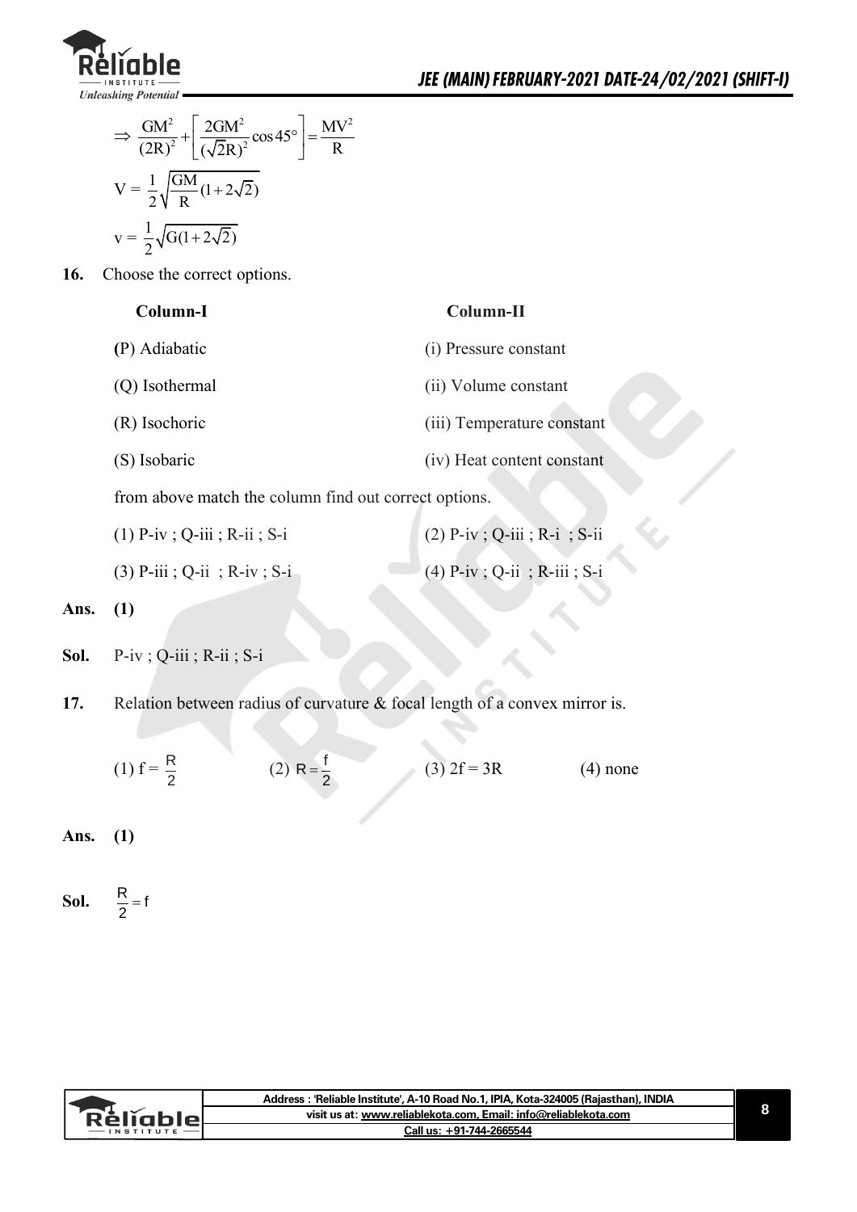$$\Rightarrow \frac{GM^2}{(2R)^2} + \left[\frac{2GM^2}{(\sqrt{2}R)^2}\cos 45°\right] = \frac{MV^2}{R}$$

$$V = \frac{1}{2}\sqrt{\frac{GM}{R}(1+2\sqrt{2})}$$

$$v = \frac{1}{2}\sqrt{G(1+2\sqrt{2})}$$

**16.** Choose the correct options.

| **Column-I** | **Column-II** |
|---|---|
| (P) Adiabatic | (i) Pressure constant |
| (Q) Isothermal | (ii) Volume constant |
| (R) Isochoric | (iii) Temperature constant |
| (S) Isobaric | (iv) Heat content constant |

from above match the column find out correct options.

(1) P-iv ; Q-iii ; R-ii ; S-i
(2) P-iv ; Q-iii ; R-i ; S-ii
(3) P-iii ; Q-ii ; R-iv ; S-i
(4) P-iv ; Q-ii ; R-iii ; S-i

**Ans.** **(1)**

**Sol.** P-iv ; Q-iii ; R-ii ; S-i

**17.** Relation between radius of curvature & focal length of a convex mirror is.

(1) $f = \frac{R}{2}$
(2) $R = \frac{f}{2}$
(3) $2f = 3R$
(4) none

**Ans.** **(1)**

**Sol.** $\frac{R}{2} = f$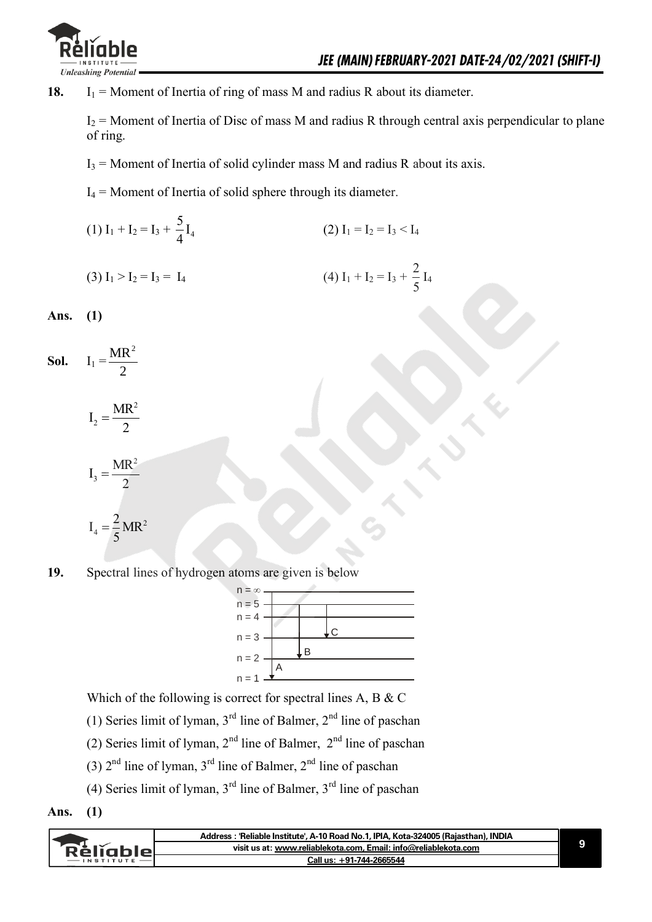**18.** $I_1$ = Moment of Inertia of ring of mass M and radius R about its diameter.

$I_2$ = Moment of Inertia of Disc of mass M and radius R through central axis perpendicular to plane of ring.

$I_3$ = Moment of Inertia of solid cylinder mass M and radius R about its axis.

$I_4$ = Moment of Inertia of solid sphere through its diameter.

(1) $I_1 + I_2 = I_3 + \frac{5}{4}I_4$    (2) $I_1 = I_2 = I_3 < I_4$

(3) $I_1 > I_2 = I_3 = I_4$    (4) $I_1 + I_2 = I_3 + \frac{2}{5}I_4$

**Ans.** (1)

**Sol.** $I_1 = \frac{MR^2}{2}$

$I_2 = \frac{MR^2}{2}$

$I_3 = \frac{MR^2}{2}$

$I_4 = \frac{2}{5}MR^2$

**19.** Spectral lines of hydrogen atoms are given is below

(Energy level diagram: levels n = ∞, n = 5, n = 4, n = 3, n = 2, n = 1; transition A from n = ∞ to n = 1; transition B from n = 5 to n = 2; transition C from n = 5 to n = 3)

Which of the following is correct for spectral lines A, B & C

(1) Series limit of lyman, 3[rd] line of Balmer, 2[nd] line of paschan

(2) Series limit of lyman, 2[nd] line of Balmer, 2[nd] line of paschan

(3) 2[nd] line of lyman, 3[rd] line of Balmer, 2[nd] line of paschan

(4) Series limit of lyman, 3[rd] line of Balmer, 3[rd] line of paschan

**Ans.** (1)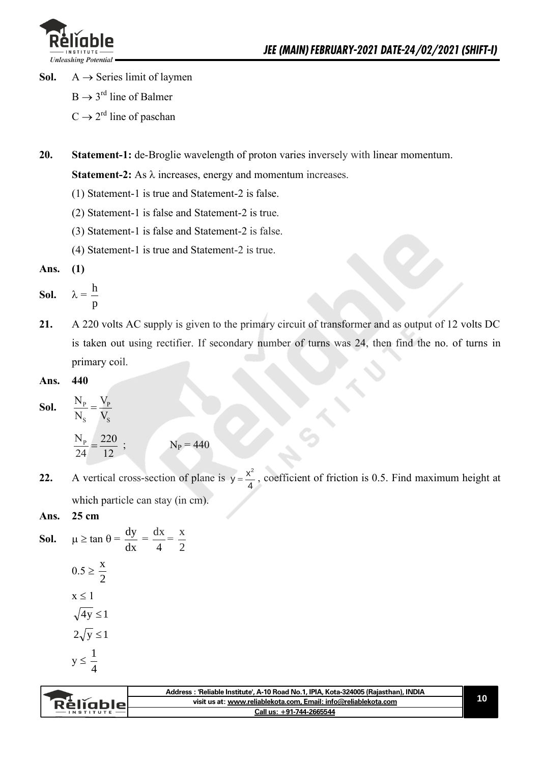**Sol.** A $\rightarrow$ Series limit of laymen

B $\rightarrow$ 3[rd] line of Balmer

C $\rightarrow$ 2[rd] line of paschan

**20.** **Statement-1:** de-Broglie wavelength of proton varies inversely with linear momentum.

**Statement-2:** As $\lambda$ increases, energy and momentum increases.

(1) Statement-1 is true and Statement-2 is false.

(2) Statement-1 is false and Statement-2 is true.

(3) Statement-1 is false and Statement-2 is false.

(4) Statement-1 is true and Statement-2 is true.

**Ans.** **(1)**

**Sol.** $\lambda = \dfrac{h}{p}$

**21.** A 220 volts AC supply is given to the primary circuit of transformer and as output of 12 volts DC is taken out using rectifier. If secondary number of turns was 24, then find the no. of turns in primary coil.

**Ans.** **440**

**Sol.** $\dfrac{N_P}{N_S} = \dfrac{V_P}{V_S}$

$\dfrac{N_P}{24} = \dfrac{220}{12}$ ; $\qquad N_P = 440$

**22.** A vertical cross-section of plane is $y = \dfrac{x^2}{4}$, coefficient of friction is 0.5. Find maximum height at which particle can stay (in cm).

**Ans.** **25 cm**

**Sol.** $\mu \geq \tan\theta = \dfrac{dy}{dx} = \dfrac{dx}{4} = \dfrac{x}{2}$

$0.5 \geq \dfrac{x}{2}$

$x \leq 1$

$\sqrt{4y} \leq 1$

$2\sqrt{y} \leq 1$

$y \leq \dfrac{1}{4}$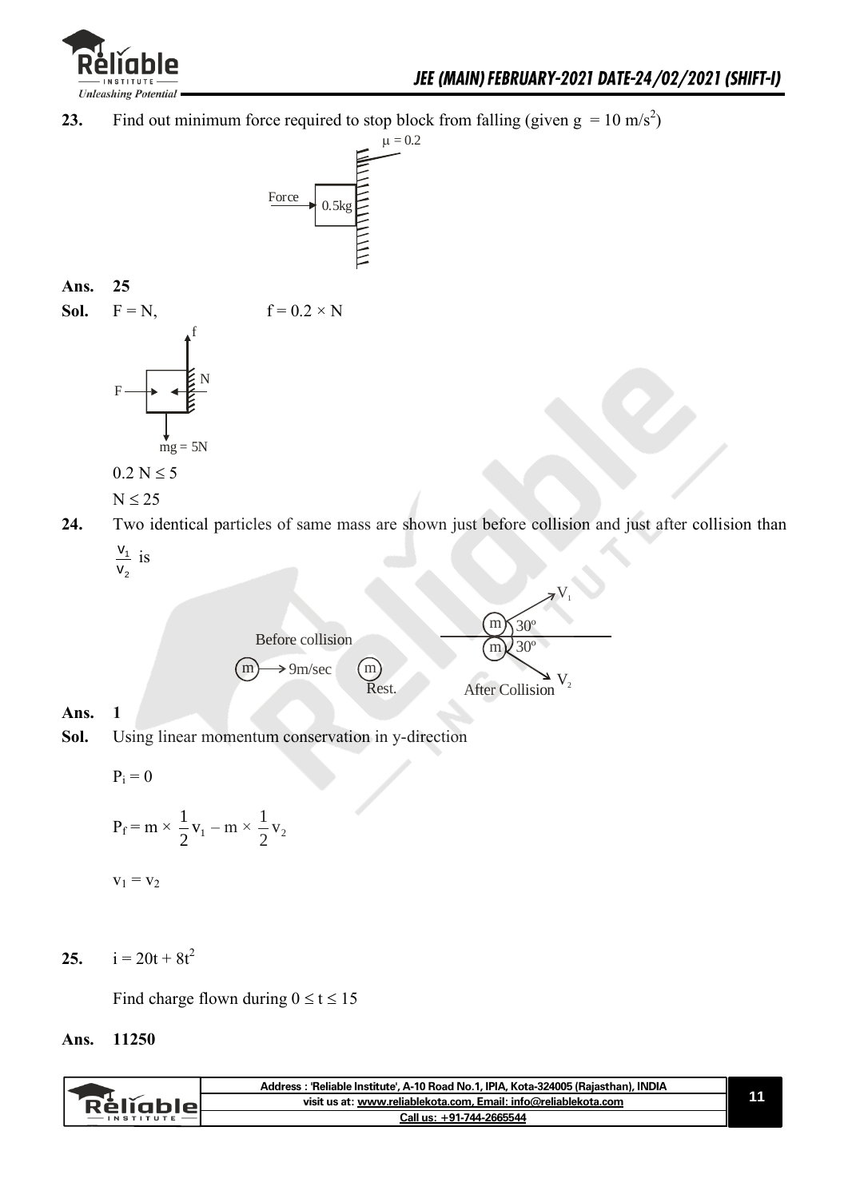**23.** Find out minimum force required to stop block from falling (given g = 10 m/s$^2$)

**Ans.** **25**

**Sol.** $F = N$, $\quad f = 0.2 \times N$

$0.2\ N \le 5$

$N \le 25$

**24.** Two identical particles of same mass are shown just before collision and just after collision than $\frac{v_1}{v_2}$ is

**Ans.** **1**

**Sol.** Using linear momentum conservation in y-direction

$P_i = 0$

$$P_f = m \times \frac{1}{2}v_1 - m \times \frac{1}{2}v_2$$

$v_1 = v_2$

**25.** $i = 20t + 8t^2$

Find charge flown during $0 \le t \le 15$

**Ans.** **11250**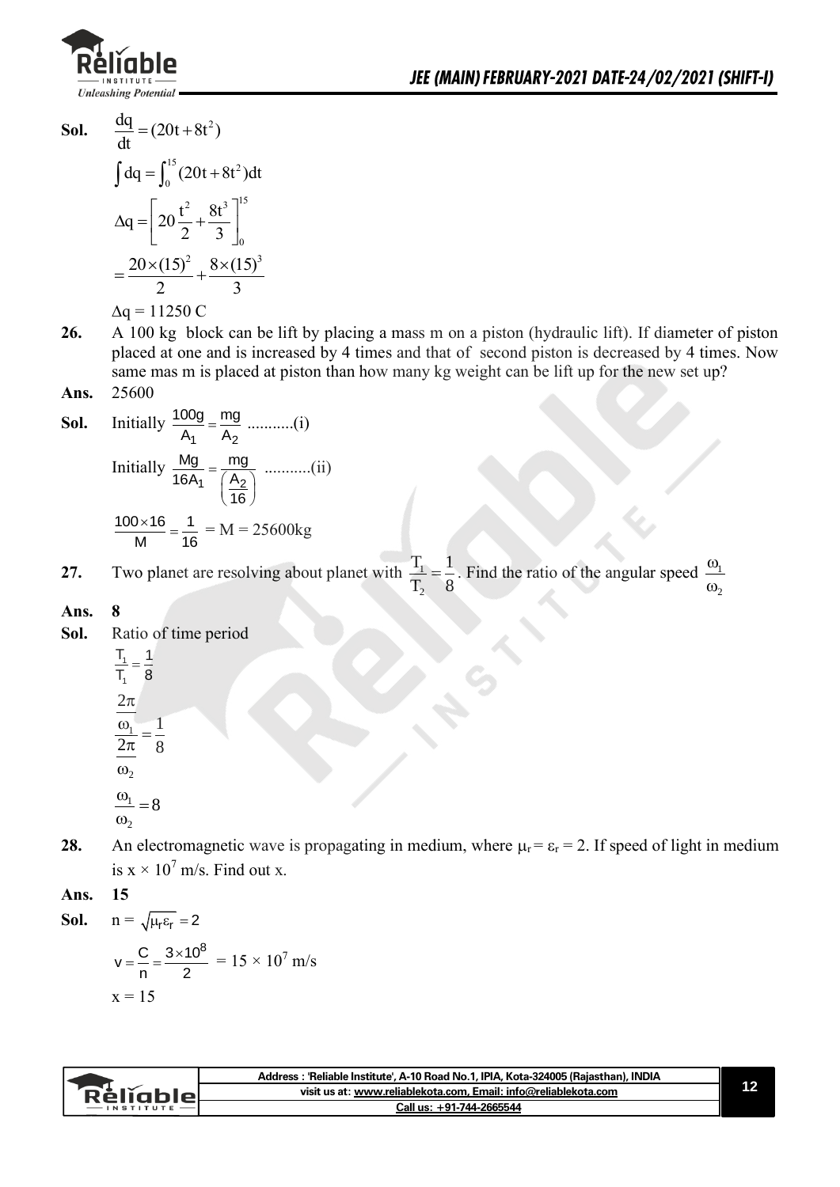**Sol.** $\frac{dq}{dt} = (20t + 8t^2)$

$$\int dq = \int_0^{15} (20t + 8t^2)dt$$

$$\Delta q = \left[20\frac{t^2}{2} + \frac{8t^3}{3}\right]_0^{15}$$

$$= \frac{20 \times (15)^2}{2} + \frac{8 \times (15)^3}{3}$$

$\Delta q = 11250$ C

**26.** A 100 kg block can be lift by placing a mass m on a piston (hydraulic lift). If diameter of piston placed at one and is increased by 4 times and that of second piston is decreased by 4 times. Now same mas m is placed at piston than how many kg weight can be lift up for the new set up?

**Ans.** 25600

**Sol.** Initially $\frac{100g}{A_1} = \frac{mg}{A_2}$ ...........(i)

Initially $\frac{Mg}{16A_1} = \frac{mg}{\left(\frac{A_2}{16}\right)}$ ...........(ii)

$\frac{100 \times 16}{M} = \frac{1}{16}$ = M = 25600kg

**27.** Two planet are resolving about planet with $\frac{T_1}{T_2} = \frac{1}{8}$. Find the ratio of the angular speed $\frac{\omega_1}{\omega_2}$

**Ans.** **8**

**Sol.** Ratio of time period

$$\frac{T_1}{T_1} = \frac{1}{8}$$

$$\frac{\frac{2\pi}{\omega_1}}{\frac{2\pi}{\omega_2}} = \frac{1}{8}$$

$$\frac{\omega_1}{\omega_2} = 8$$

**28.** An electromagnetic wave is propagating in medium, where $\mu_r = \varepsilon_r = 2$. If speed of light in medium is $x \times 10^7$ m/s. Find out x.

**Ans.** **15**

**Sol.** n = $\sqrt{\mu_r \varepsilon_r} = 2$

$v = \frac{C}{n} = \frac{3 \times 10^8}{2}$ = $15 \times 10^7$ m/s

x = 15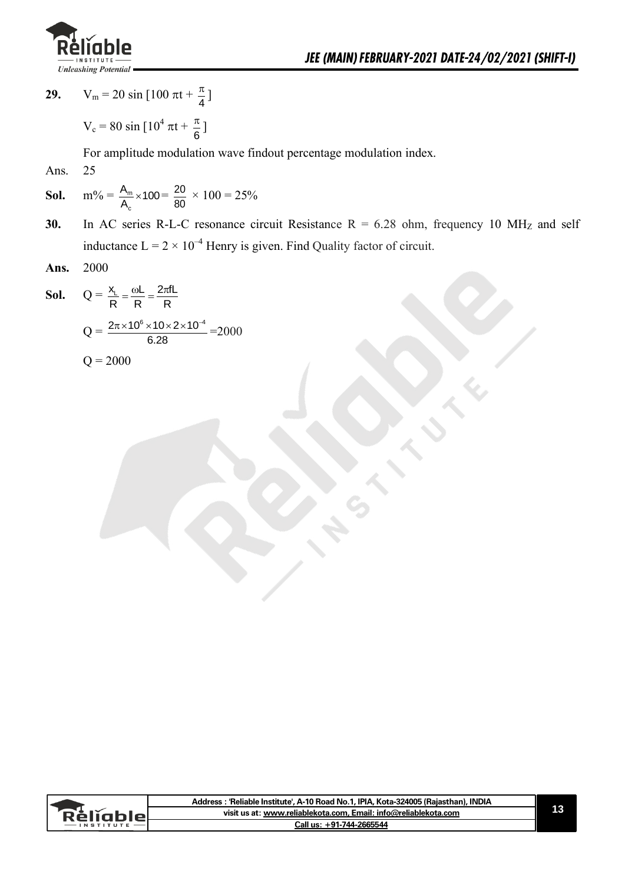**29.** $V_m = 20 \sin [100\ \pi t + \frac{\pi}{4}]$

$V_c = 80 \sin [10^4\ \pi t + \frac{\pi}{6}]$

For amplitude modulation wave findout percentage modulation index.

Ans. 25

**Sol.** $m\% = \frac{A_m}{A_c} \times 100 = \frac{20}{80} \times 100 = 25\%$

**30.** In AC series R-L-C resonance circuit Resistance R = 6.28 ohm, frequency 10 $MH_Z$ and self inductance $L = 2 \times 10^{-4}$ Henry is given. Find Quality factor of circuit.

**Ans.** 2000

**Sol.** $Q = \frac{X_L}{R} = \frac{\omega L}{R} = \frac{2\pi f L}{R}$

$Q = \frac{2\pi \times 10^6 \times 10 \times 2 \times 10^{-4}}{6.28} = 2000$

$Q = 2000$